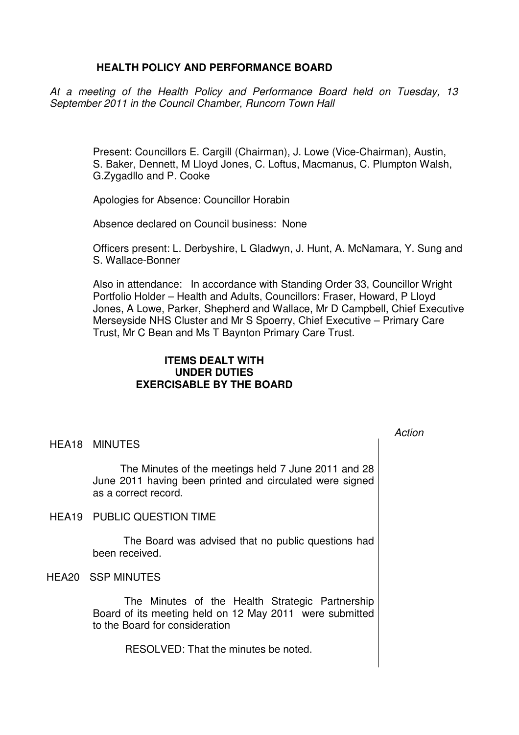# HEALTH POLICY AND PERFORMANCE BOARD

*At a meeting of the Health Policy and Performance Board held on Tuesday, 13 September 2011 in the Council Chamber, Runcorn Town Hall*

Present: Councillors E. Cargill (Chairman), J. Lowe (Vice-Chairman), Austin, S. Baker, Dennett, M Lloyd Jones, C. Loftus, Macmanus, C. Plumpton Walsh, G.Zygadllo and P. Cooke

Apologies for Absence: Councillor Horabin

Absence declared on Council business: None

Officers present: L. Derbyshire, L Gladwyn, J. Hunt, A. McNamara, Y. Sung and S. Wallace-Bonner

Also in attendance: In accordance with Standing Order 33, Councillor Wright Portfolio Holder – Health and Adults, Councillors: Fraser, Howard, P Lloyd Jones, A Lowe, Parker, Shepherd and Wallace, Mr D Campbell, Chief Executive Merseyside NHS Cluster and Mr S Spoerry, Chief Executive – Primary Care Trust, Mr C Bean and Ms T Baynton Primary Care Trust.

## ITEMS DEALT WITH UNDER DUTIES EXERCISABLE BY THE BOARD

*Action*

### HEA18 MINUTES

The Minutes of the meetings held 7 June 2011 and 28 June 2011 having been printed and circulated were signed as a correct record.

### HEA19 PUBLIC QUESTION TIME

The Board was advised that no public questions had been received.

### HEA20 SSP MINUTES

The Minutes of the Health Strategic Partnership Board of its meeting held on 12 May 2011 were submitted to the Board for consideration

RESOLVED: That the minutes be noted.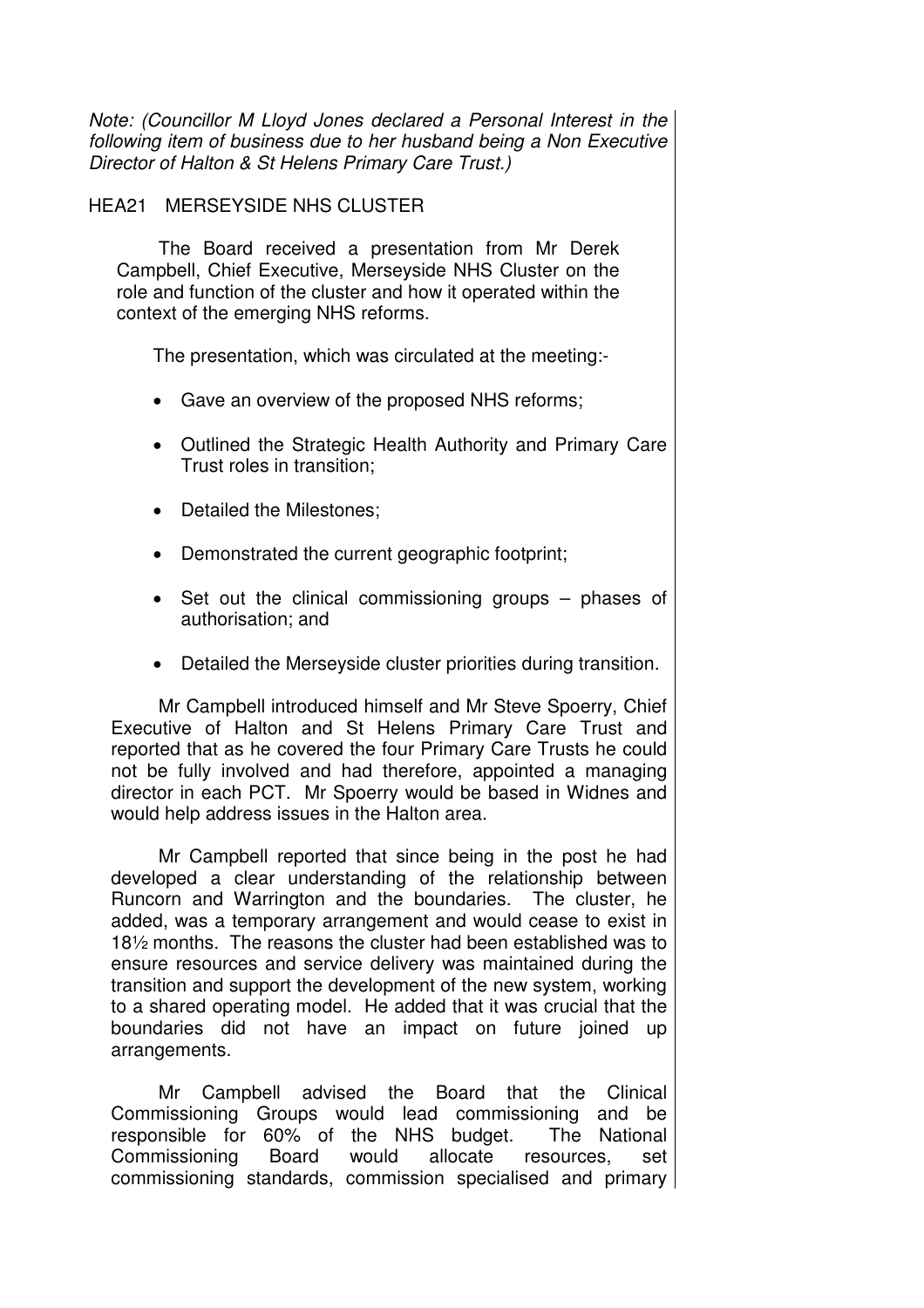*Note: (Councillor M Lloyd Jones declared a Personal Interest in the following item of business due to her husband being a Non Executive Director of Halton & St Helens Primary Care Trust.)*

HEA21 MERSEYSIDE NHS CLUSTER

The Board received a presentation from Mr Derek Campbell, Chief Executive, Merseyside NHS Cluster on the role and function of the cluster and how it operated within the context of the emerging NHS reforms.

The presentation, which was circulated at the meeting:-

- Gave an overview of the proposed NHS reforms;
- Outlined the Strategic Health Authority and Primary Care Trust roles in transition;
- Detailed the Milestones;
- Demonstrated the current geographic footprint;
- Set out the clinical commissioning groups – phases of authorisation; and
- Detailed the Merseyside cluster priorities during transition.

Mr Campbell introduced himself and Mr Steve Spoerry, Chief Executive of Halton and St Helens Primary Care Trust and reported that as he covered the four Primary Care Trusts he could not be fully involved and had therefore, appointed a managing director in each PCT. Mr Spoerry would be based in Widnes and would help address issues in the Halton area.

Mr Campbell reported that since being in the post he had developed a clear understanding of the relationship between Runcorn and Warrington and the boundaries. The cluster, he added, was a temporary arrangement and would cease to exist in 18½ months. The reasons the cluster had been established was to ensure resources and service delivery was maintained during the transition and support the development of the new system, working to a shared operating model. He added that it was crucial that the boundaries did not have an impact on future joined up arrangements.

Mr Campbell advised the Board that the Clinical Commissioning Groups would lead commissioning and be responsible for 60% of the NHS budget. The National Commissioning Board would allocate resources, set commissioning standards, commission specialised and primary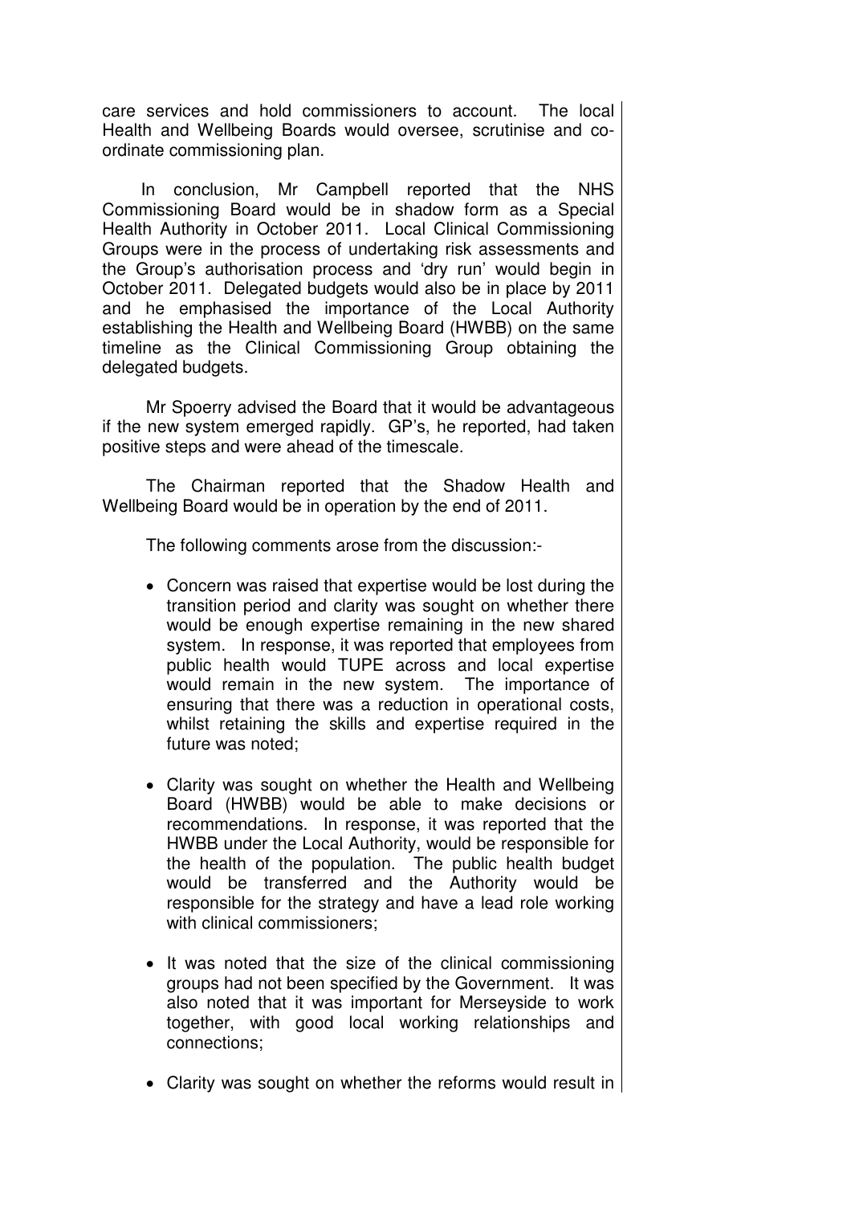care services and hold commissioners to account. The local Health and Wellbeing Boards would oversee, scrutinise and co-ordinate commissioning plan.

In conclusion, Mr Campbell reported that the NHS Commissioning Board would be in shadow form as a Special Health Authority in October 2011. Local Clinical Commissioning Groups were in the process of undertaking risk assessments and the Group's authorisation process and 'dry run' would begin in October 2011. Delegated budgets would also be in place by 2011 and he emphasised the importance of the Local Authority establishing the Health and Wellbeing Board (HWBB) on the same timeline as the Clinical Commissioning Group obtaining the delegated budgets.

Mr Spoerry advised the Board that it would be advantageous if the new system emerged rapidly. GP's, he reported, had taken positive steps and were ahead of the timescale.

The Chairman reported that the Shadow Health and Wellbeing Board would be in operation by the end of 2011.

The following comments arose from the discussion:-

- Concern was raised that expertise would be lost during the transition period and clarity was sought on whether there would be enough expertise remaining in the new shared system. In response, it was reported that employees from public health would TUPE across and local expertise would remain in the new system. The importance of ensuring that there was a reduction in operational costs, whilst retaining the skills and expertise required in the future was noted;

- Clarity was sought on whether the Health and Wellbeing Board (HWBB) would be able to make decisions or recommendations. In response, it was reported that the HWBB under the Local Authority, would be responsible for the health of the population. The public health budget would be transferred and the Authority would be responsible for the strategy and have a lead role working with clinical commissioners;

- It was noted that the size of the clinical commissioning groups had not been specified by the Government. It was also noted that it was important for Merseyside to work together, with good local working relationships and connections;

- Clarity was sought on whether the reforms would result in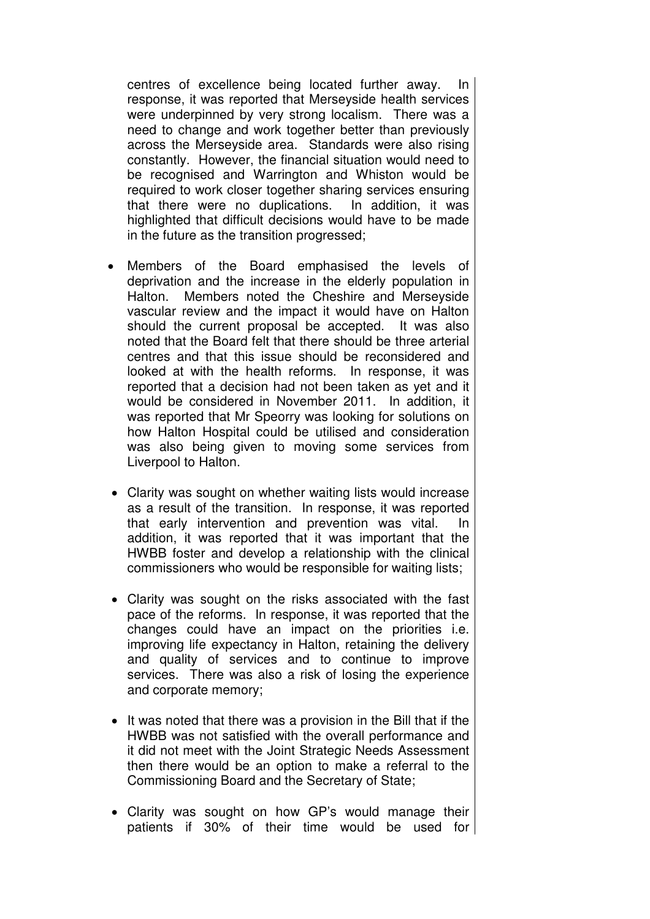centres of excellence being located further away. In response, it was reported that Merseyside health services were underpinned by very strong localism. There was a need to change and work together better than previously across the Merseyside area. Standards were also rising constantly. However, the financial situation would need to be recognised and Warrington and Whiston would be required to work closer together sharing services ensuring that there were no duplications. In addition, it was highlighted that difficult decisions would have to be made in the future as the transition progressed;

- Members of the Board emphasised the levels of deprivation and the increase in the elderly population in Halton. Members noted the Cheshire and Merseyside vascular review and the impact it would have on Halton should the current proposal be accepted. It was also noted that the Board felt that there should be three arterial centres and that this issue should be reconsidered and looked at with the health reforms. In response, it was reported that a decision had not been taken as yet and it would be considered in November 2011. In addition, it was reported that Mr Speorry was looking for solutions on how Halton Hospital could be utilised and consideration was also being given to moving some services from Liverpool to Halton.

- Clarity was sought on whether waiting lists would increase as a result of the transition. In response, it was reported that early intervention and prevention was vital. In addition, it was reported that it was important that the HWBB foster and develop a relationship with the clinical commissioners who would be responsible for waiting lists;

- Clarity was sought on the risks associated with the fast pace of the reforms. In response, it was reported that the changes could have an impact on the priorities i.e. improving life expectancy in Halton, retaining the delivery and quality of services and to continue to improve services. There was also a risk of losing the experience and corporate memory;

- It was noted that there was a provision in the Bill that if the HWBB was not satisfied with the overall performance and it did not meet with the Joint Strategic Needs Assessment then there would be an option to make a referral to the Commissioning Board and the Secretary of State;

- Clarity was sought on how GP's would manage their patients if 30% of their time would be used for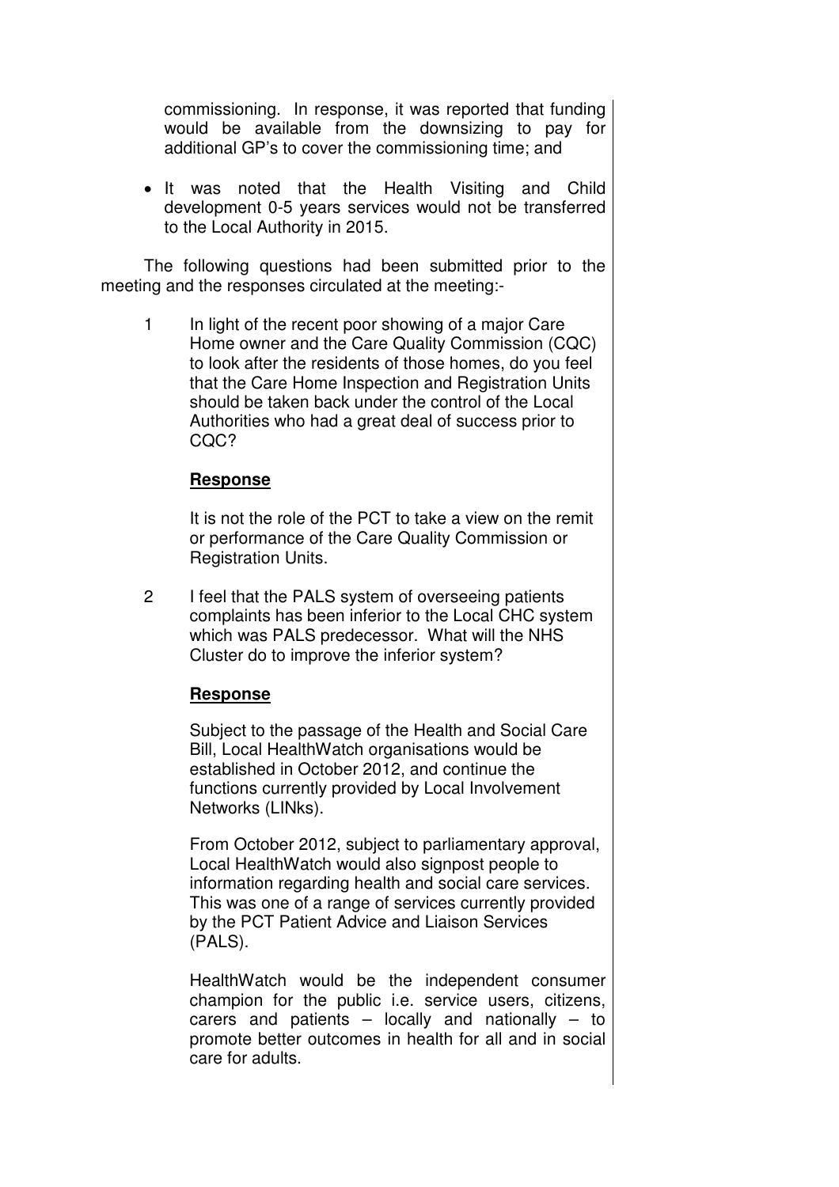commissioning. In response, it was reported that funding would be available from the downsizing to pay for additional GP's to cover the commissioning time; and

- It was noted that the Health Visiting and Child development 0-5 years services would not be transferred to the Local Authority in 2015.

The following questions had been submitted prior to the meeting and the responses circulated at the meeting:-

1. In light of the recent poor showing of a major Care Home owner and the Care Quality Commission (CQC) to look after the residents of those homes, do you feel that the Care Home Inspection and Registration Units should be taken back under the control of the Local Authorities who had a great deal of success prior to CQC?

   **Response**

   It is not the role of the PCT to take a view on the remit or performance of the Care Quality Commission or Registration Units.

2. I feel that the PALS system of overseeing patients complaints has been inferior to the Local CHC system which was PALS predecessor. What will the NHS Cluster do to improve the inferior system?

   **Response**

   Subject to the passage of the Health and Social Care Bill, Local HealthWatch organisations would be established in October 2012, and continue the functions currently provided by Local Involvement Networks (LINks).

   From October 2012, subject to parliamentary approval, Local HealthWatch would also signpost people to information regarding health and social care services. This was one of a range of services currently provided by the PCT Patient Advice and Liaison Services (PALS).

   HealthWatch would be the independent consumer champion for the public i.e. service users, citizens, carers and patients – locally and nationally – to promote better outcomes in health for all and in social care for adults.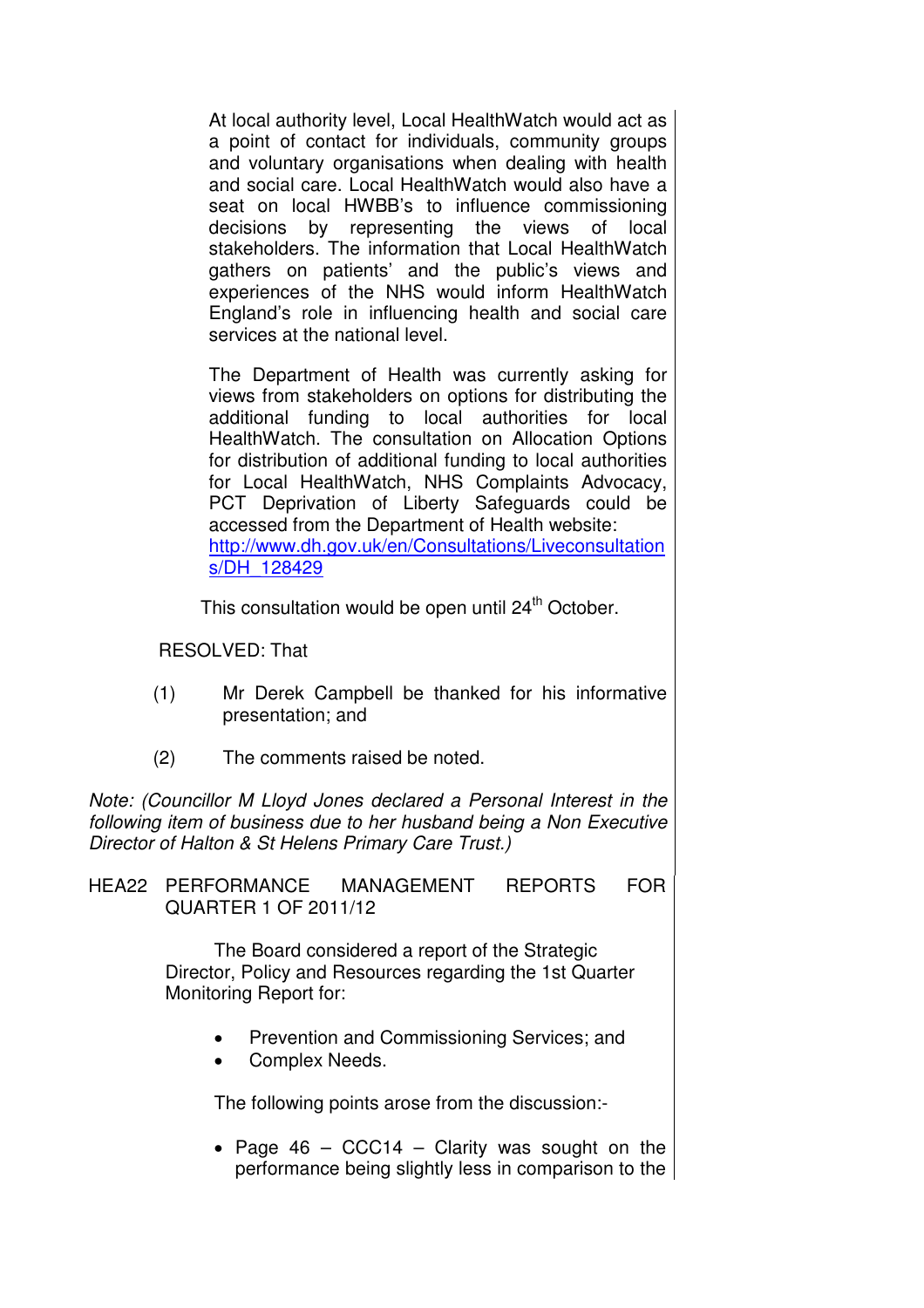At local authority level, Local HealthWatch would act as a point of contact for individuals, community groups and voluntary organisations when dealing with health and social care. Local HealthWatch would also have a seat on local HWBB's to influence commissioning decisions by representing the views of local stakeholders. The information that Local HealthWatch gathers on patients' and the public's views and experiences of the NHS would inform HealthWatch England's role in influencing health and social care services at the national level.

The Department of Health was currently asking for views from stakeholders on options for distributing the additional funding to local authorities for local HealthWatch. The consultation on Allocation Options for distribution of additional funding to local authorities for Local HealthWatch, NHS Complaints Advocacy, PCT Deprivation of Liberty Safeguards could be accessed from the Department of Health website: http://www.dh.gov.uk/en/Consultations/Liveconsultations/DH_128429

This consultation would be open until 24th October.

RESOLVED: That

(1) Mr Derek Campbell be thanked for his informative presentation; and

(2) The comments raised be noted.

*Note: (Councillor M Lloyd Jones declared a Personal Interest in the following item of business due to her husband being a Non Executive Director of Halton & St Helens Primary Care Trust.)*

HEA22 PERFORMANCE MANAGEMENT REPORTS FOR QUARTER 1 OF 2011/12

The Board considered a report of the Strategic Director, Policy and Resources regarding the 1st Quarter Monitoring Report for:

- Prevention and Commissioning Services; and
- Complex Needs.

The following points arose from the discussion:-

- Page 46 – CCC14 – Clarity was sought on the performance being slightly less in comparison to the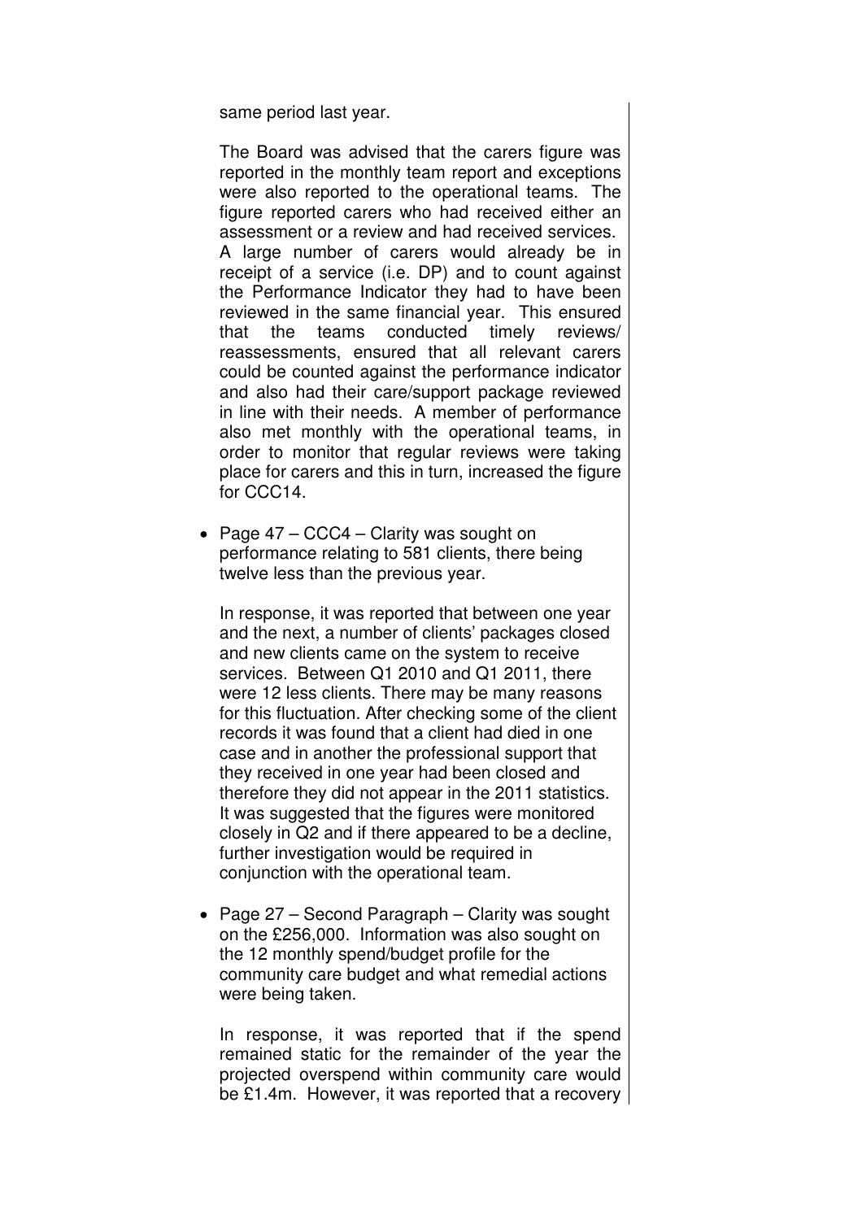same period last year.

The Board was advised that the carers figure was reported in the monthly team report and exceptions were also reported to the operational teams. The figure reported carers who had received either an assessment or a review and had received services. A large number of carers would already be in receipt of a service (i.e. DP) and to count against the Performance Indicator they had to have been reviewed in the same financial year. This ensured that the teams conducted timely reviews/ reassessments, ensured that all relevant carers could be counted against the performance indicator and also had their care/support package reviewed in line with their needs. A member of performance also met monthly with the operational teams, in order to monitor that regular reviews were taking place for carers and this in turn, increased the figure for CCC14.

- Page 47 – CCC4 – Clarity was sought on performance relating to 581 clients, there being twelve less than the previous year.

  In response, it was reported that between one year and the next, a number of clients' packages closed and new clients came on the system to receive services. Between Q1 2010 and Q1 2011, there were 12 less clients. There may be many reasons for this fluctuation. After checking some of the client records it was found that a client had died in one case and in another the professional support that they received in one year had been closed and therefore they did not appear in the 2011 statistics. It was suggested that the figures were monitored closely in Q2 and if there appeared to be a decline, further investigation would be required in conjunction with the operational team.

- Page 27 – Second Paragraph – Clarity was sought on the £256,000. Information was also sought on the 12 monthly spend/budget profile for the community care budget and what remedial actions were being taken.

  In response, it was reported that if the spend remained static for the remainder of the year the projected overspend within community care would be £1.4m. However, it was reported that a recovery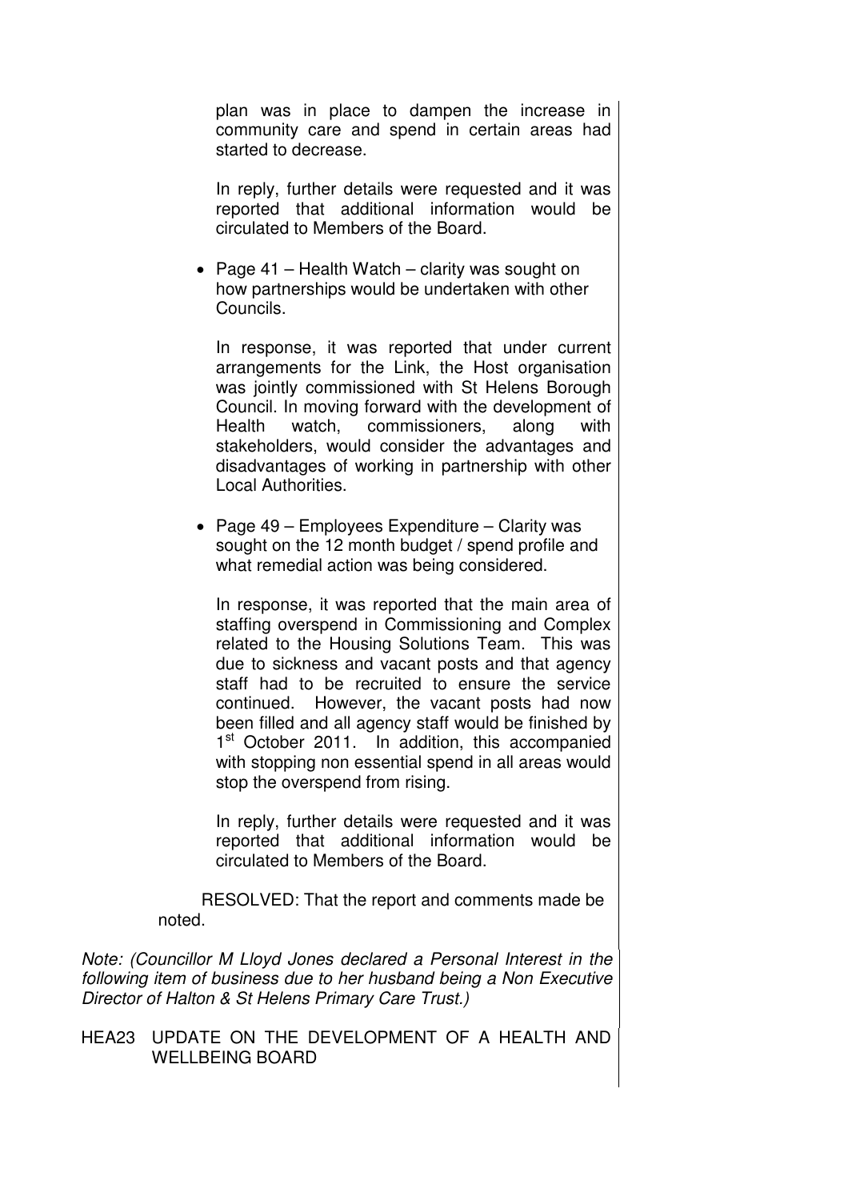plan was in place to dampen the increase in community care and spend in certain areas had started to decrease.

In reply, further details were requested and it was reported that additional information would be circulated to Members of the Board.

- Page 41 – Health Watch – clarity was sought on how partnerships would be undertaken with other Councils.

  In response, it was reported that under current arrangements for the Link, the Host organisation was jointly commissioned with St Helens Borough Council. In moving forward with the development of Health watch, commissioners, along with stakeholders, would consider the advantages and disadvantages of working in partnership with other Local Authorities.

- Page 49 – Employees Expenditure – Clarity was sought on the 12 month budget / spend profile and what remedial action was being considered.

  In response, it was reported that the main area of staffing overspend in Commissioning and Complex related to the Housing Solutions Team. This was due to sickness and vacant posts and that agency staff had to be recruited to ensure the service continued. However, the vacant posts had now been filled and all agency staff would be finished by 1st October 2011. In addition, this accompanied with stopping non essential spend in all areas would stop the overspend from rising.

  In reply, further details were requested and it was reported that additional information would be circulated to Members of the Board.

RESOLVED: That the report and comments made be noted.

*Note: (Councillor M Lloyd Jones declared a Personal Interest in the following item of business due to her husband being a Non Executive Director of Halton & St Helens Primary Care Trust.)*

HEA23 UPDATE ON THE DEVELOPMENT OF A HEALTH AND WELLBEING BOARD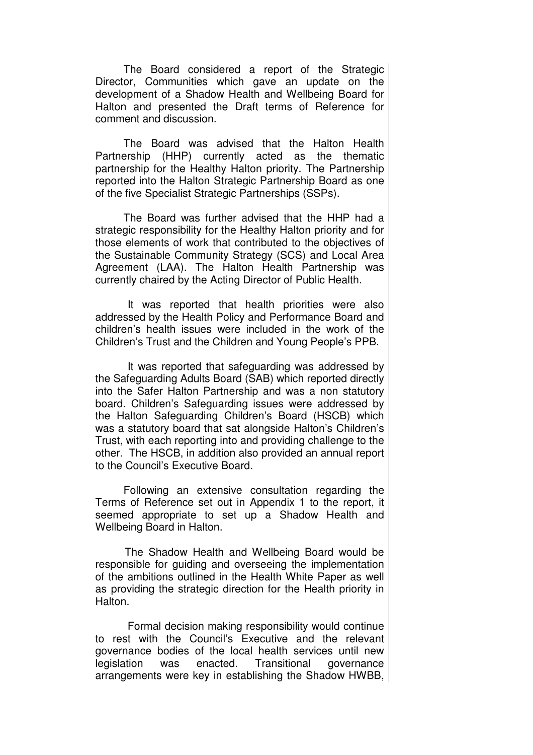The Board considered a report of the Strategic Director, Communities which gave an update on the development of a Shadow Health and Wellbeing Board for Halton and presented the Draft terms of Reference for comment and discussion.

The Board was advised that the Halton Health Partnership (HHP) currently acted as the thematic partnership for the Healthy Halton priority. The Partnership reported into the Halton Strategic Partnership Board as one of the five Specialist Strategic Partnerships (SSPs).

The Board was further advised that the HHP had a strategic responsibility for the Healthy Halton priority and for those elements of work that contributed to the objectives of the Sustainable Community Strategy (SCS) and Local Area Agreement (LAA). The Halton Health Partnership was currently chaired by the Acting Director of Public Health.

It was reported that health priorities were also addressed by the Health Policy and Performance Board and children's health issues were included in the work of the Children's Trust and the Children and Young People's PPB.

It was reported that safeguarding was addressed by the Safeguarding Adults Board (SAB) which reported directly into the Safer Halton Partnership and was a non statutory board. Children's Safeguarding issues were addressed by the Halton Safeguarding Children's Board (HSCB) which was a statutory board that sat alongside Halton's Children's Trust, with each reporting into and providing challenge to the other. The HSCB, in addition also provided an annual report to the Council's Executive Board.

Following an extensive consultation regarding the Terms of Reference set out in Appendix 1 to the report, it seemed appropriate to set up a Shadow Health and Wellbeing Board in Halton.

The Shadow Health and Wellbeing Board would be responsible for guiding and overseeing the implementation of the ambitions outlined in the Health White Paper as well as providing the strategic direction for the Health priority in Halton.

Formal decision making responsibility would continue to rest with the Council's Executive and the relevant governance bodies of the local health services until new legislation was enacted. Transitional governance arrangements were key in establishing the Shadow HWBB,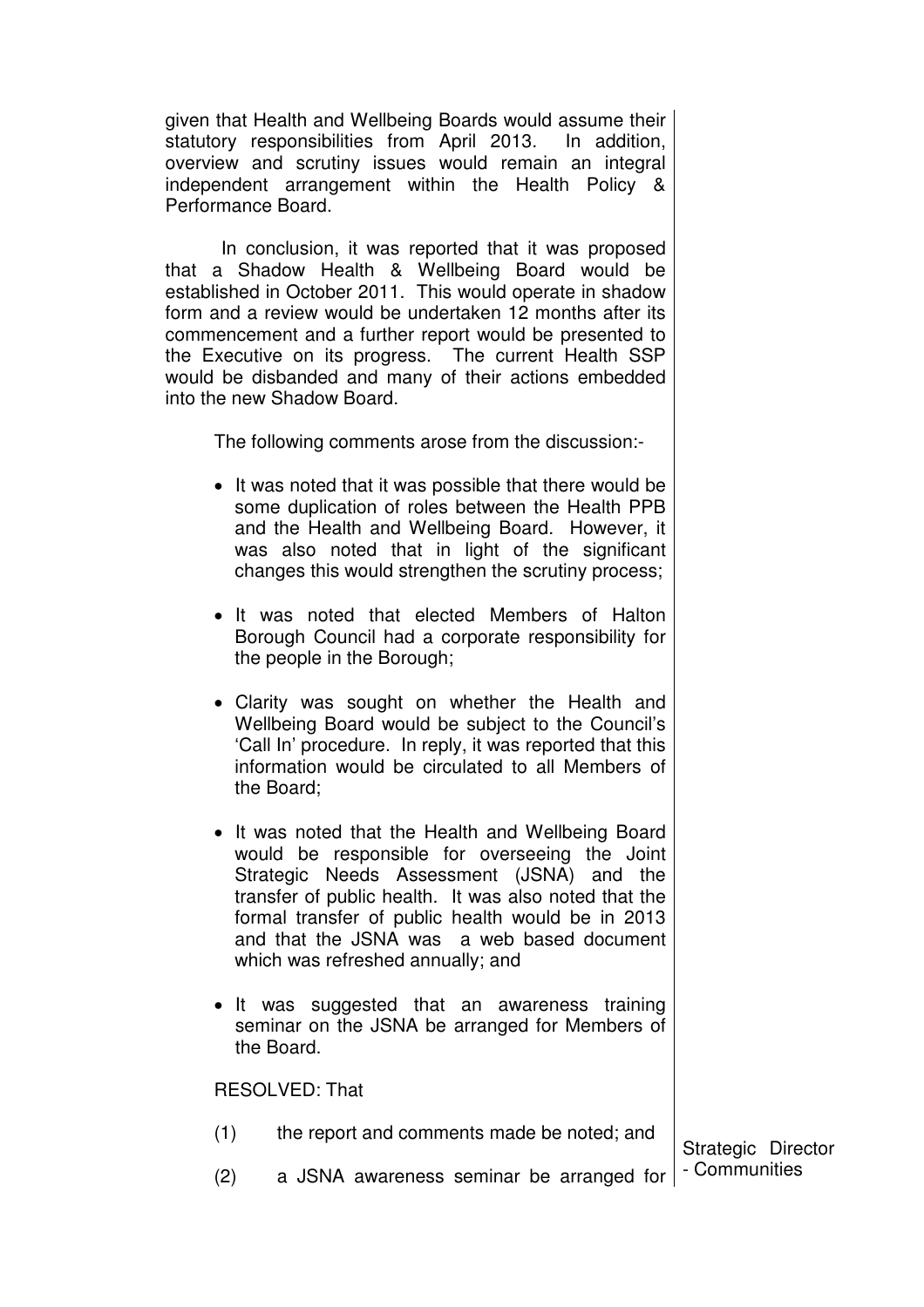given that Health and Wellbeing Boards would assume their statutory responsibilities from April 2013. In addition, overview and scrutiny issues would remain an integral independent arrangement within the Health Policy & Performance Board.

In conclusion, it was reported that it was proposed that a Shadow Health & Wellbeing Board would be established in October 2011. This would operate in shadow form and a review would be undertaken 12 months after its commencement and a further report would be presented to the Executive on its progress. The current Health SSP would be disbanded and many of their actions embedded into the new Shadow Board.

The following comments arose from the discussion:-

- It was noted that it was possible that there would be some duplication of roles between the Health PPB and the Health and Wellbeing Board. However, it was also noted that in light of the significant changes this would strengthen the scrutiny process;

- It was noted that elected Members of Halton Borough Council had a corporate responsibility for the people in the Borough;

- Clarity was sought on whether the Health and Wellbeing Board would be subject to the Council's 'Call In' procedure. In reply, it was reported that this information would be circulated to all Members of the Board;

- It was noted that the Health and Wellbeing Board would be responsible for overseeing the Joint Strategic Needs Assessment (JSNA) and the transfer of public health. It was also noted that the formal transfer of public health would be in 2013 and that the JSNA was a web based document which was refreshed annually; and

- It was suggested that an awareness training seminar on the JSNA be arranged for Members of the Board.

RESOLVED: That

(1) the report and comments made be noted; and

(2) a JSNA awareness seminar be arranged for

Strategic Director - Communities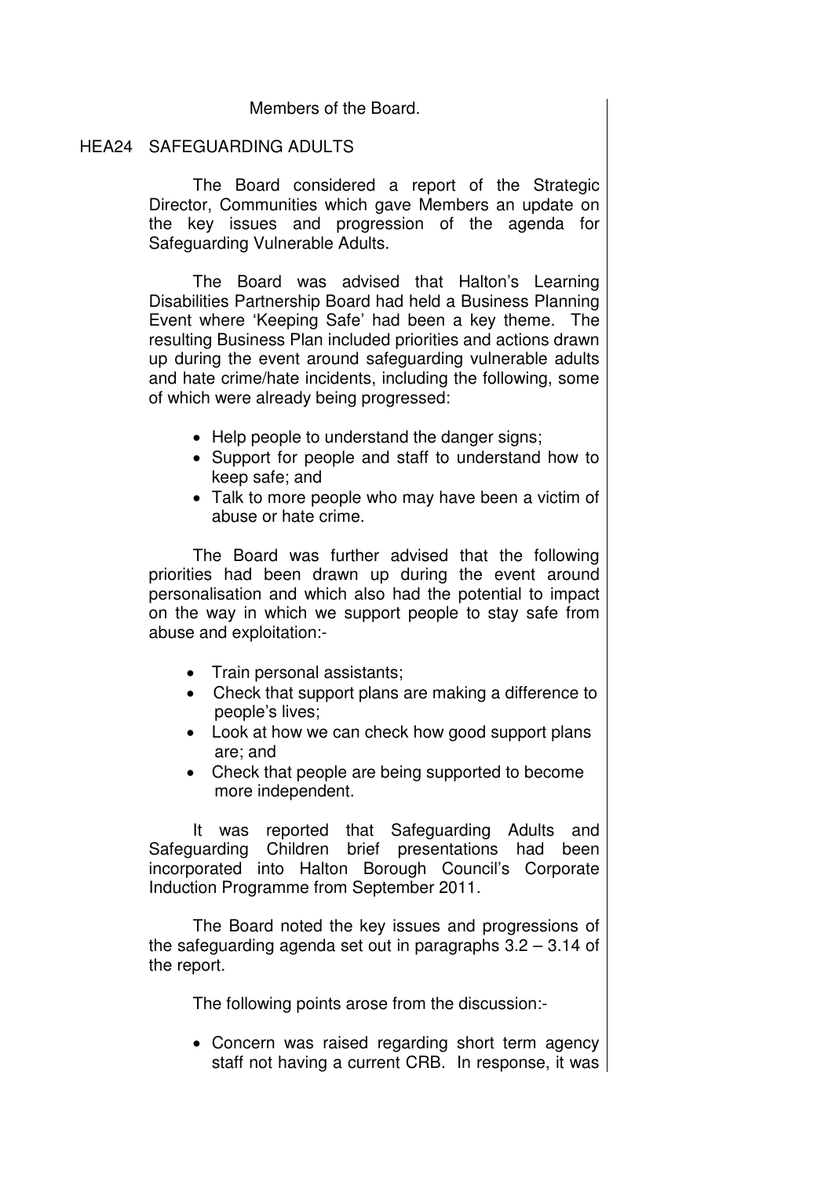Members of the Board.

HEA24 SAFEGUARDING ADULTS

The Board considered a report of the Strategic Director, Communities which gave Members an update on the key issues and progression of the agenda for Safeguarding Vulnerable Adults.

The Board was advised that Halton's Learning Disabilities Partnership Board had held a Business Planning Event where 'Keeping Safe' had been a key theme. The resulting Business Plan included priorities and actions drawn up during the event around safeguarding vulnerable adults and hate crime/hate incidents, including the following, some of which were already being progressed:

- Help people to understand the danger signs;
- Support for people and staff to understand how to keep safe; and
- Talk to more people who may have been a victim of abuse or hate crime.

The Board was further advised that the following priorities had been drawn up during the event around personalisation and which also had the potential to impact on the way in which we support people to stay safe from abuse and exploitation:-

- Train personal assistants;
- Check that support plans are making a difference to people's lives;
- Look at how we can check how good support plans are; and
- Check that people are being supported to become more independent.

It was reported that Safeguarding Adults and Safeguarding Children brief presentations had been incorporated into Halton Borough Council's Corporate Induction Programme from September 2011.

The Board noted the key issues and progressions of the safeguarding agenda set out in paragraphs 3.2 – 3.14 of the report.

The following points arose from the discussion:-

- Concern was raised regarding short term agency staff not having a current CRB. In response, it was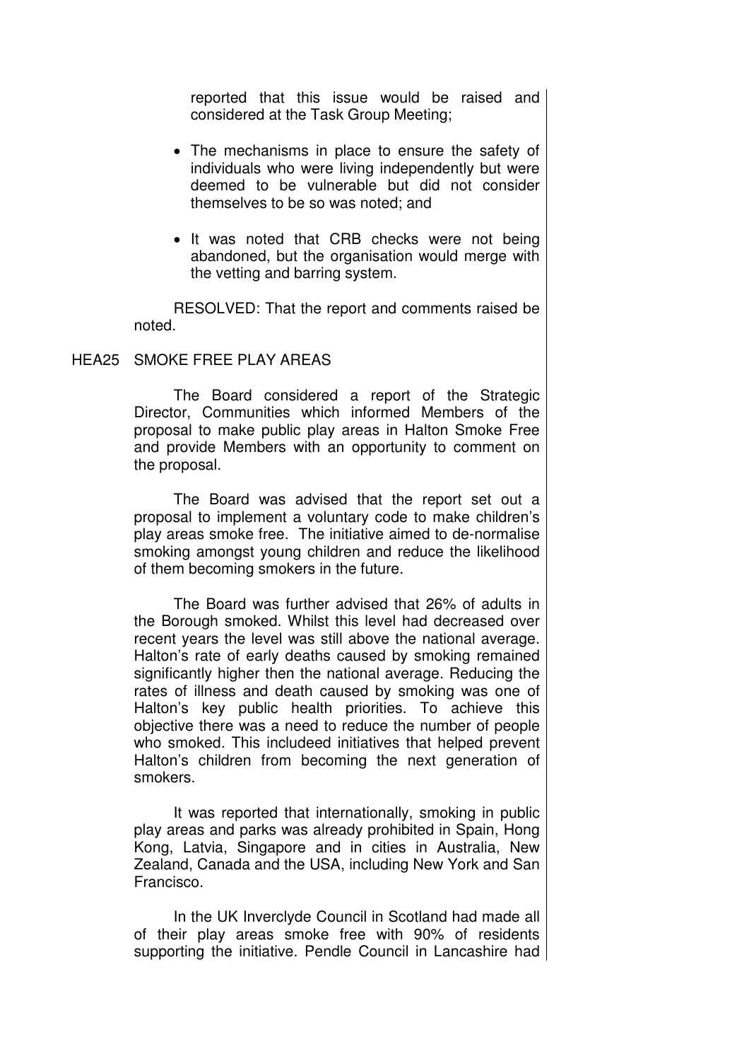reported that this issue would be raised and considered at the Task Group Meeting;

- The mechanisms in place to ensure the safety of individuals who were living independently but were deemed to be vulnerable but did not consider themselves to be so was noted; and
- It was noted that CRB checks were not being abandoned, but the organisation would merge with the vetting and barring system.

RESOLVED: That the report and comments raised be noted.

## HEA25 SMOKE FREE PLAY AREAS

The Board considered a report of the Strategic Director, Communities which informed Members of the proposal to make public play areas in Halton Smoke Free and provide Members with an opportunity to comment on the proposal.

The Board was advised that the report set out a proposal to implement a voluntary code to make children's play areas smoke free. The initiative aimed to de-normalise smoking amongst young children and reduce the likelihood of them becoming smokers in the future.

The Board was further advised that 26% of adults in the Borough smoked. Whilst this level had decreased over recent years the level was still above the national average. Halton's rate of early deaths caused by smoking remained significantly higher then the national average. Reducing the rates of illness and death caused by smoking was one of Halton's key public health priorities. To achieve this objective there was a need to reduce the number of people who smoked. This includeed initiatives that helped prevent Halton's children from becoming the next generation of smokers.

It was reported that internationally, smoking in public play areas and parks was already prohibited in Spain, Hong Kong, Latvia, Singapore and in cities in Australia, New Zealand, Canada and the USA, including New York and San Francisco.

In the UK Inverclyde Council in Scotland had made all of their play areas smoke free with 90% of residents supporting the initiative. Pendle Council in Lancashire had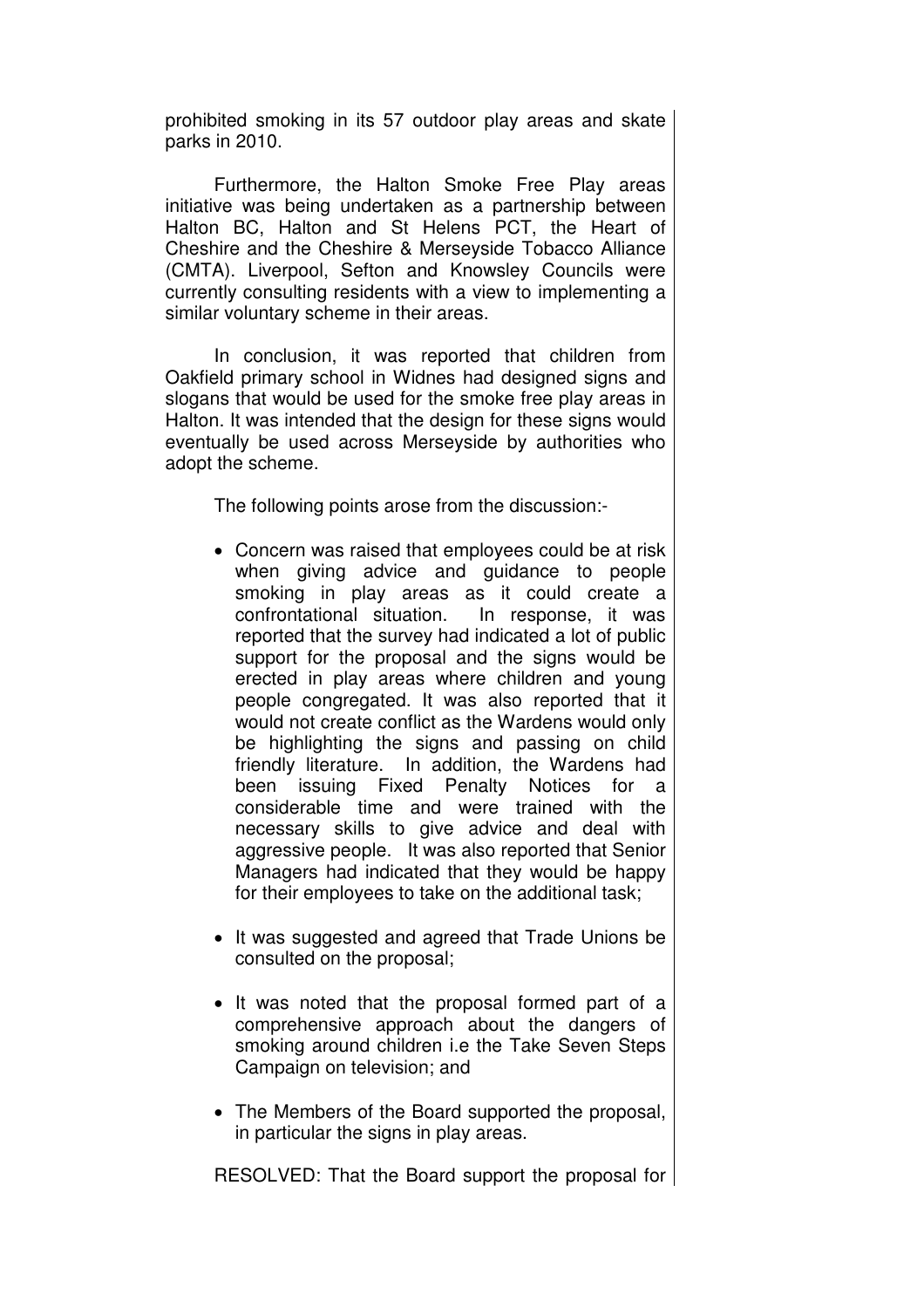prohibited smoking in its 57 outdoor play areas and skate parks in 2010.

Furthermore, the Halton Smoke Free Play areas initiative was being undertaken as a partnership between Halton BC, Halton and St Helens PCT, the Heart of Cheshire and the Cheshire & Merseyside Tobacco Alliance (CMTA). Liverpool, Sefton and Knowsley Councils were currently consulting residents with a view to implementing a similar voluntary scheme in their areas.

In conclusion, it was reported that children from Oakfield primary school in Widnes had designed signs and slogans that would be used for the smoke free play areas in Halton. It was intended that the design for these signs would eventually be used across Merseyside by authorities who adopt the scheme.

The following points arose from the discussion:-

- Concern was raised that employees could be at risk when giving advice and guidance to people smoking in play areas as it could create a confrontational situation. In response, it was reported that the survey had indicated a lot of public support for the proposal and the signs would be erected in play areas where children and young people congregated. It was also reported that it would not create conflict as the Wardens would only be highlighting the signs and passing on child friendly literature. In addition, the Wardens had been issuing Fixed Penalty Notices for a considerable time and were trained with the necessary skills to give advice and deal with aggressive people. It was also reported that Senior Managers had indicated that they would be happy for their employees to take on the additional task;

- It was suggested and agreed that Trade Unions be consulted on the proposal;

- It was noted that the proposal formed part of a comprehensive approach about the dangers of smoking around children i.e the Take Seven Steps Campaign on television; and

- The Members of the Board supported the proposal, in particular the signs in play areas.

RESOLVED: That the Board support the proposal for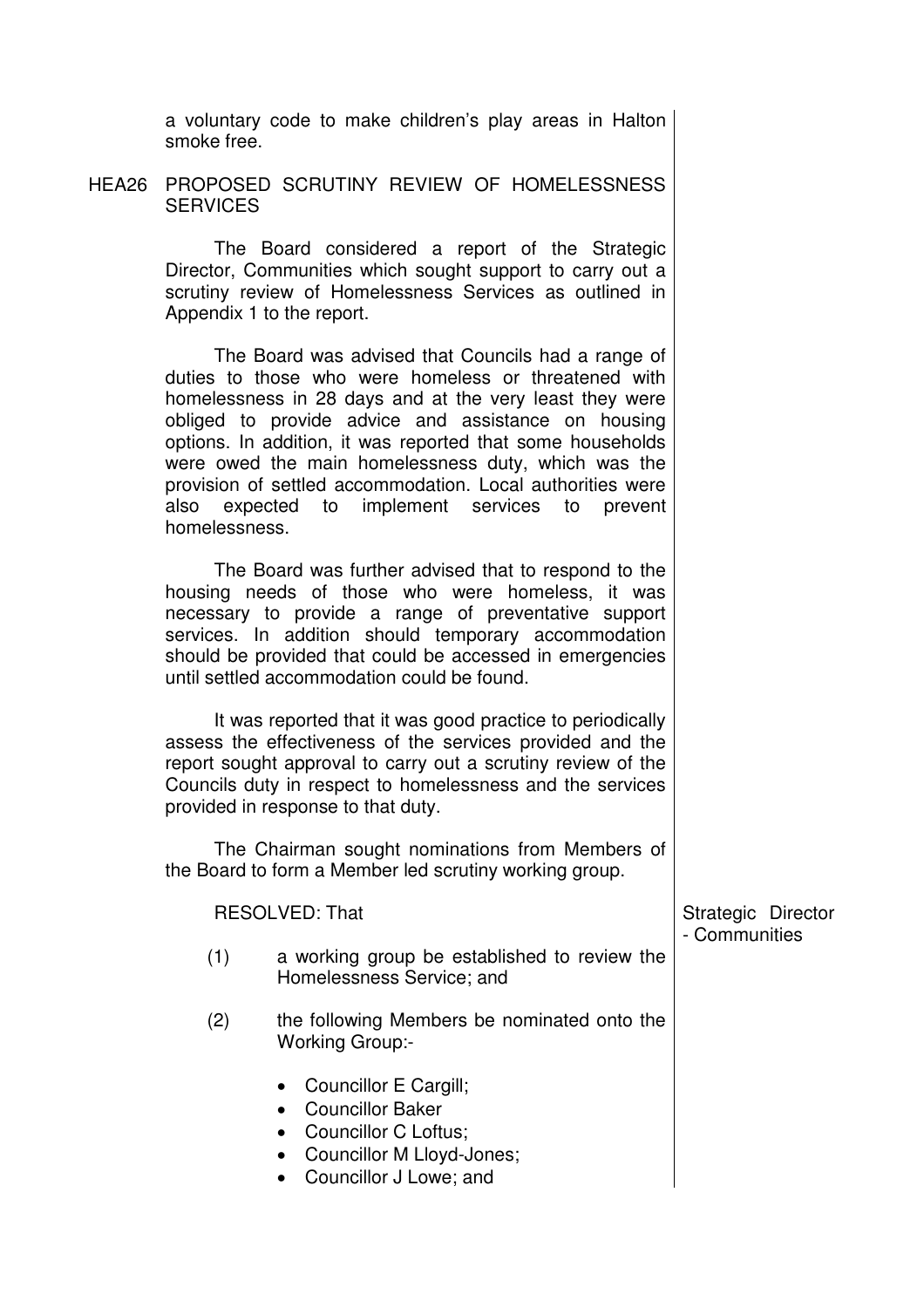a voluntary code to make children's play areas in Halton smoke free.

## HEA26 PROPOSED SCRUTINY REVIEW OF HOMELESSNESS SERVICES

The Board considered a report of the Strategic Director, Communities which sought support to carry out a scrutiny review of Homelessness Services as outlined in Appendix 1 to the report.

The Board was advised that Councils had a range of duties to those who were homeless or threatened with homelessness in 28 days and at the very least they were obliged to provide advice and assistance on housing options. In addition, it was reported that some households were owed the main homelessness duty, which was the provision of settled accommodation. Local authorities were also expected to implement services to prevent homelessness.

The Board was further advised that to respond to the housing needs of those who were homeless, it was necessary to provide a range of preventative support services. In addition should temporary accommodation should be provided that could be accessed in emergencies until settled accommodation could be found.

It was reported that it was good practice to periodically assess the effectiveness of the services provided and the report sought approval to carry out a scrutiny review of the Councils duty in respect to homelessness and the services provided in response to that duty.

The Chairman sought nominations from Members of the Board to form a Member led scrutiny working group.

RESOLVED: That

Strategic Director - Communities

(1) a working group be established to review the Homelessness Service; and

(2) the following Members be nominated onto the Working Group:-

- Councillor E Cargill;
- Councillor Baker
- Councillor C Loftus;
- Councillor M Lloyd-Jones;
- Councillor J Lowe; and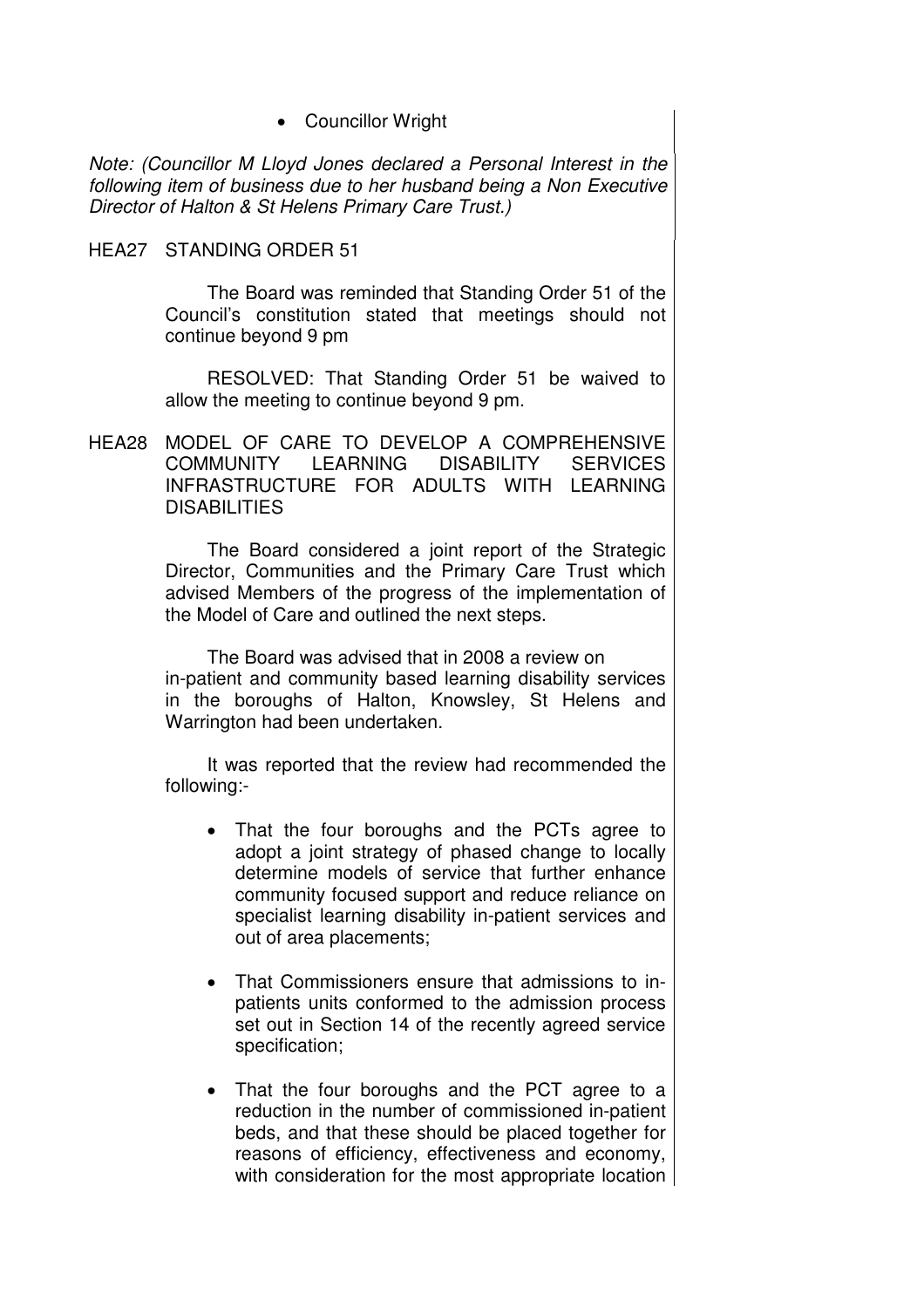- Councillor Wright

*Note: (Councillor M Lloyd Jones declared a Personal Interest in the following item of business due to her husband being a Non Executive Director of Halton & St Helens Primary Care Trust.)*

HEA27 STANDING ORDER 51

The Board was reminded that Standing Order 51 of the Council's constitution stated that meetings should not continue beyond 9 pm

RESOLVED: That Standing Order 51 be waived to allow the meeting to continue beyond 9 pm.

HEA28 MODEL OF CARE TO DEVELOP A COMPREHENSIVE COMMUNITY LEARNING DISABILITY SERVICES INFRASTRUCTURE FOR ADULTS WITH LEARNING DISABILITIES

The Board considered a joint report of the Strategic Director, Communities and the Primary Care Trust which advised Members of the progress of the implementation of the Model of Care and outlined the next steps.

The Board was advised that in 2008 a review on in-patient and community based learning disability services in the boroughs of Halton, Knowsley, St Helens and Warrington had been undertaken.

It was reported that the review had recommended the following:-

- That the four boroughs and the PCTs agree to adopt a joint strategy of phased change to locally determine models of service that further enhance community focused support and reduce reliance on specialist learning disability in-patient services and out of area placements;
- That Commissioners ensure that admissions to in-patients units conformed to the admission process set out in Section 14 of the recently agreed service specification;
- That the four boroughs and the PCT agree to a reduction in the number of commissioned in-patient beds, and that these should be placed together for reasons of efficiency, effectiveness and economy, with consideration for the most appropriate location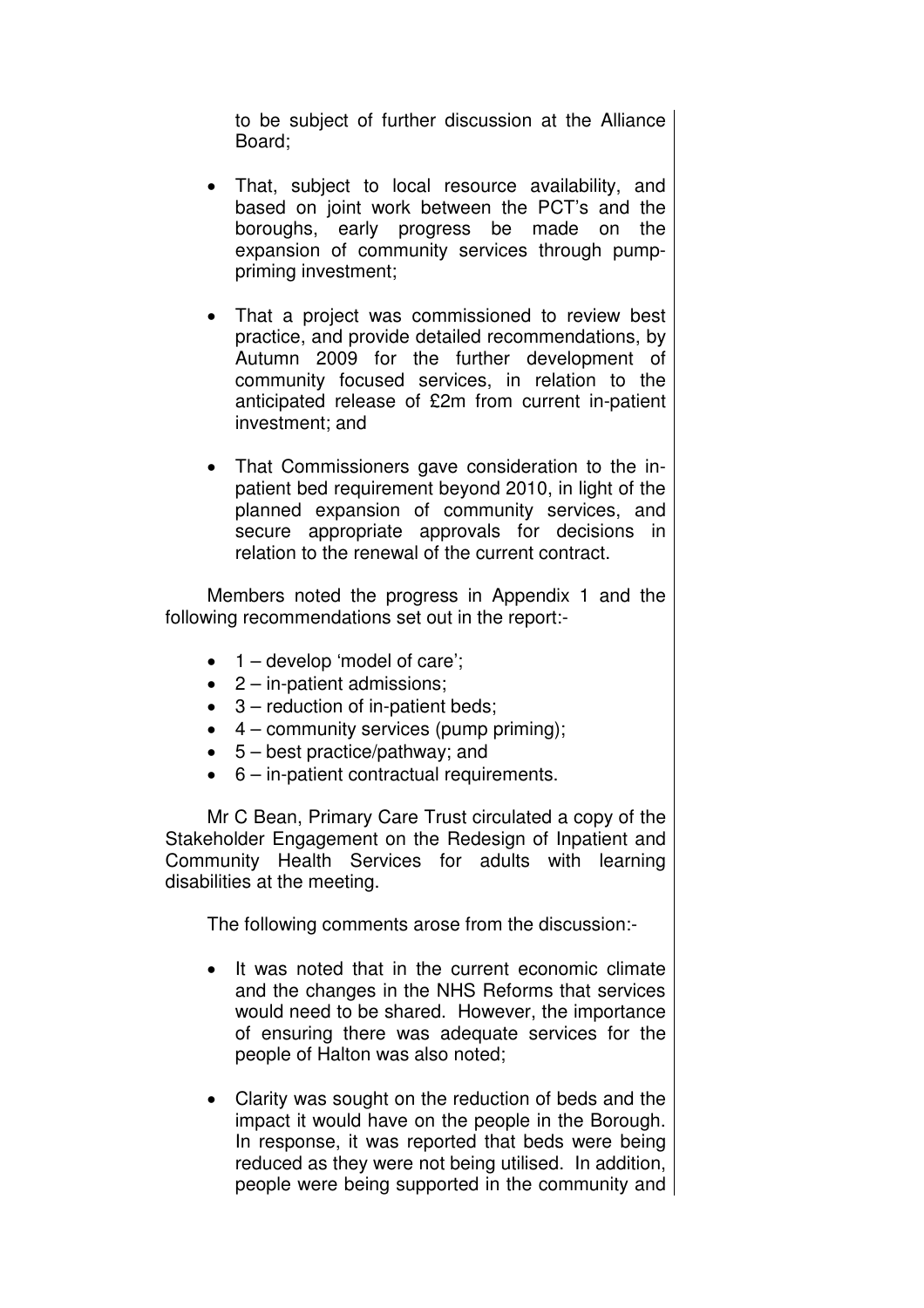to be subject of further discussion at the Alliance Board;

- That, subject to local resource availability, and based on joint work between the PCT's and the boroughs, early progress be made on the expansion of community services through pump-priming investment;

- That a project was commissioned to review best practice, and provide detailed recommendations, by Autumn 2009 for the further development of community focused services, in relation to the anticipated release of £2m from current in-patient investment; and

- That Commissioners gave consideration to the in-patient bed requirement beyond 2010, in light of the planned expansion of community services, and secure appropriate approvals for decisions in relation to the renewal of the current contract.

Members noted the progress in Appendix 1 and the following recommendations set out in the report:-

- 1 – develop 'model of care';
- 2 – in-patient admissions;
- 3 – reduction of in-patient beds;
- 4 – community services (pump priming);
- 5 – best practice/pathway; and
- 6 – in-patient contractual requirements.

Mr C Bean, Primary Care Trust circulated a copy of the Stakeholder Engagement on the Redesign of Inpatient and Community Health Services for adults with learning disabilities at the meeting.

The following comments arose from the discussion:-

- It was noted that in the current economic climate and the changes in the NHS Reforms that services would need to be shared. However, the importance of ensuring there was adequate services for the people of Halton was also noted;

- Clarity was sought on the reduction of beds and the impact it would have on the people in the Borough. In response, it was reported that beds were being reduced as they were not being utilised. In addition, people were being supported in the community and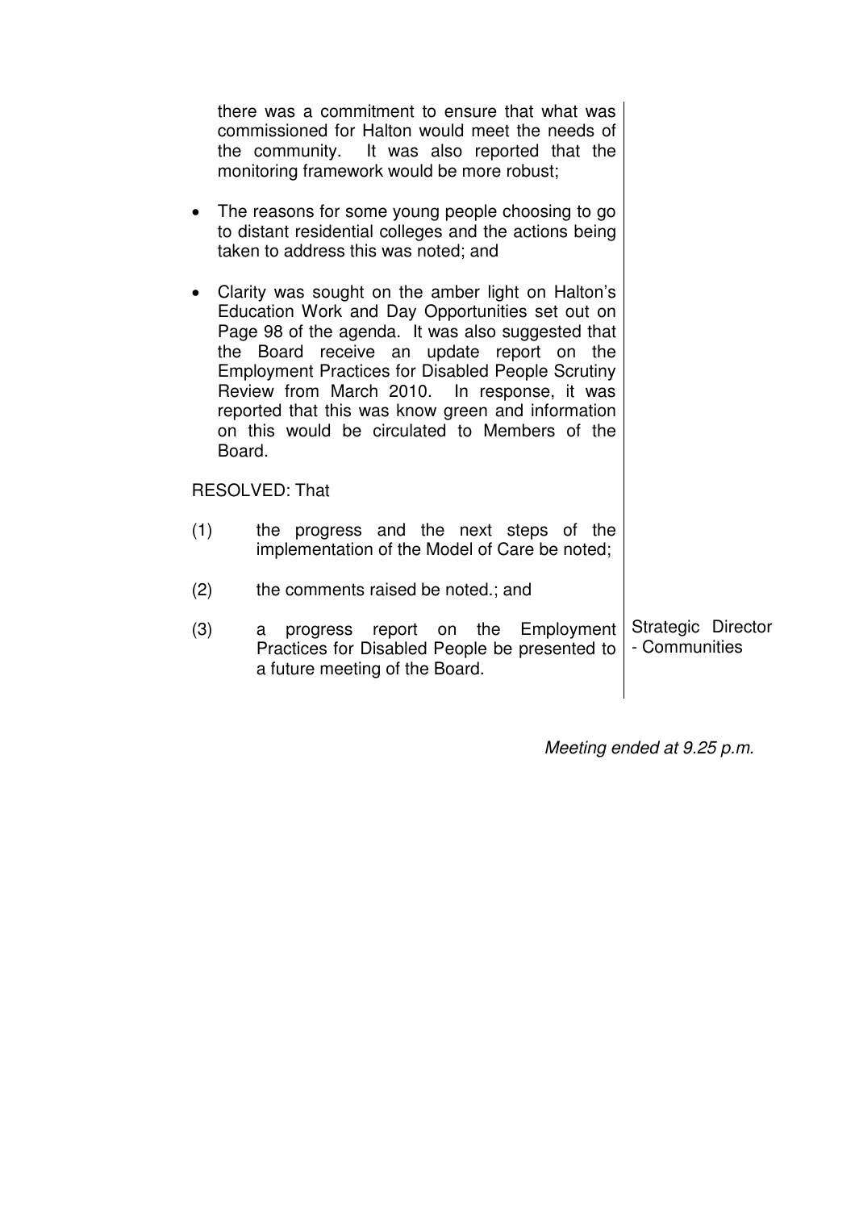there was a commitment to ensure that what was commissioned for Halton would meet the needs of the community. It was also reported that the monitoring framework would be more robust;

- The reasons for some young people choosing to go to distant residential colleges and the actions being taken to address this was noted; and
- Clarity was sought on the amber light on Halton's Education Work and Day Opportunities set out on Page 98 of the agenda. It was also suggested that the Board receive an update report on the Employment Practices for Disabled People Scrutiny Review from March 2010. In response, it was reported that this was know green and information on this would be circulated to Members of the Board.

RESOLVED: That

(1) the progress and the next steps of the implementation of the Model of Care be noted;

(2) the comments raised be noted.; and

(3) a progress report on the Employment Practices for Disabled People be presented to a future meeting of the Board.

Strategic Director - Communities

*Meeting ended at 9.25 p.m.*